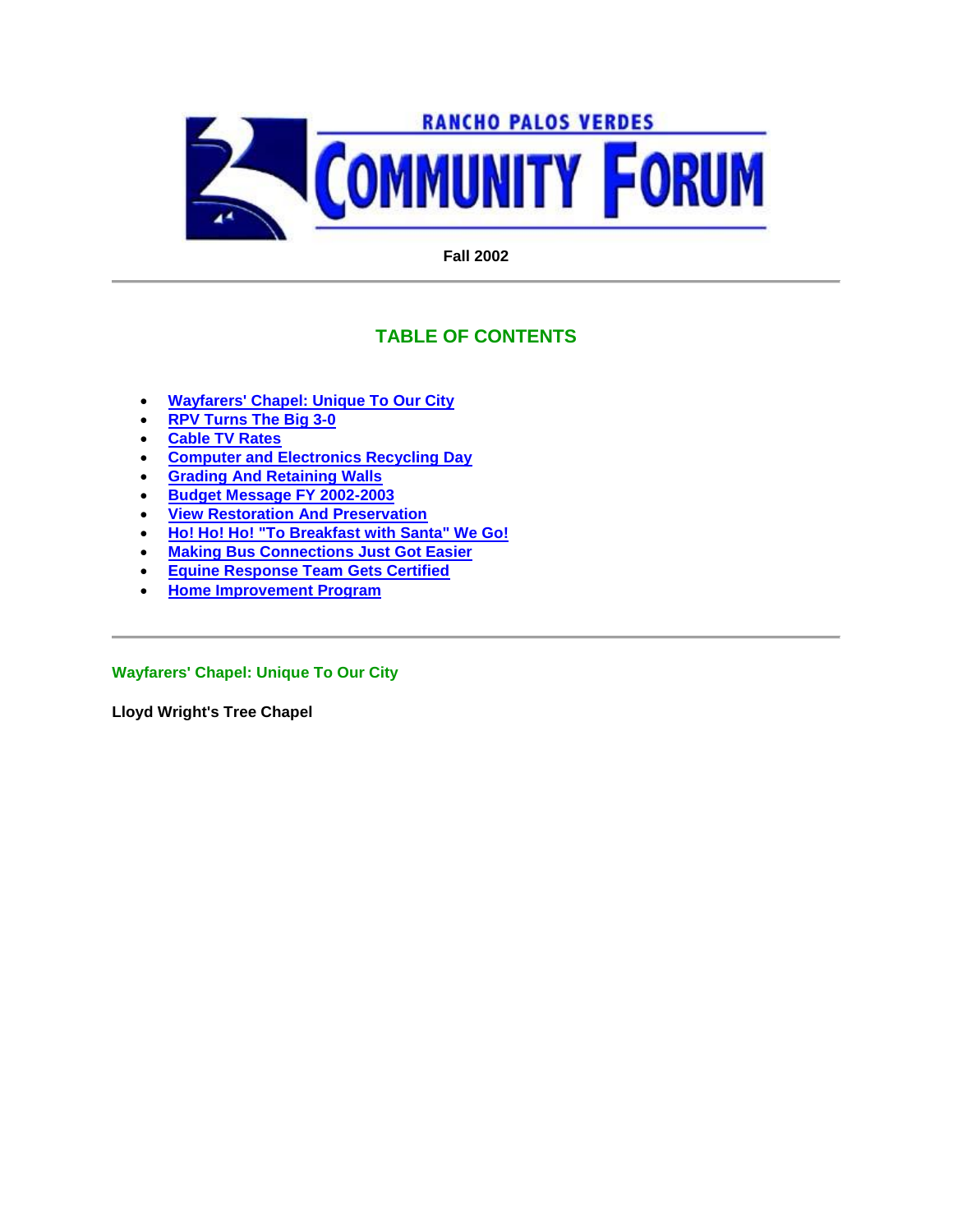# RANCHO PALOS VERDES COMMUNITY FORUM

**Fall 2002**

---

## TABLE OF CONTENTS

- Wayfarers' Chapel: Unique To Our City
- RPV Turns The Big 3-0
- Cable TV Rates
- Computer and Electronics Recycling Day
- Grading And Retaining Walls
- Budget Message FY 2002-2003
- View Restoration And Preservation
- Ho! Ho! Ho! "To Breakfast with Santa" We Go!
- Making Bus Connections Just Got Easier
- Equine Response Team Gets Certified
- Home Improvement Program

---

## Wayfarers' Chapel: Unique To Our City

**Lloyd Wright's Tree Chapel**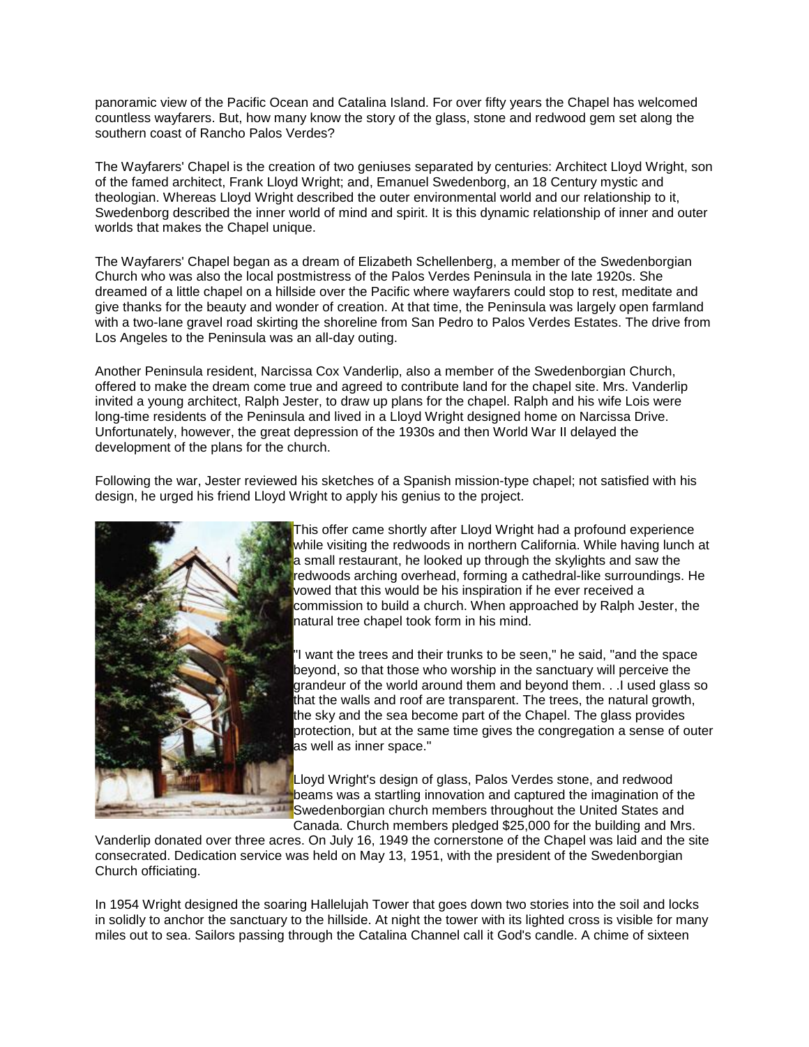panoramic view of the Pacific Ocean and Catalina Island. For over fifty years the Chapel has welcomed countless wayfarers. But, how many know the story of the glass, stone and redwood gem set along the southern coast of Rancho Palos Verdes?

The Wayfarers' Chapel is the creation of two geniuses separated by centuries: Architect Lloyd Wright, son of the famed architect, Frank Lloyd Wright; and, Emanuel Swedenborg, an 18 Century mystic and theologian. Whereas Lloyd Wright described the outer environmental world and our relationship to it, Swedenborg described the inner world of mind and spirit. It is this dynamic relationship of inner and outer worlds that makes the Chapel unique.

The Wayfarers' Chapel began as a dream of Elizabeth Schellenberg, a member of the Swedenborgian Church who was also the local postmistress of the Palos Verdes Peninsula in the late 1920s. She dreamed of a little chapel on a hillside over the Pacific where wayfarers could stop to rest, meditate and give thanks for the beauty and wonder of creation. At that time, the Peninsula was largely open farmland with a two-lane gravel road skirting the shoreline from San Pedro to Palos Verdes Estates. The drive from Los Angeles to the Peninsula was an all-day outing.

Another Peninsula resident, Narcissa Cox Vanderlip, also a member of the Swedenborgian Church, offered to make the dream come true and agreed to contribute land for the chapel site. Mrs. Vanderlip invited a young architect, Ralph Jester, to draw up plans for the chapel. Ralph and his wife Lois were long-time residents of the Peninsula and lived in a Lloyd Wright designed home on Narcissa Drive. Unfortunately, however, the great depression of the 1930s and then World War II delayed the development of the plans for the church.

Following the war, Jester reviewed his sketches of a Spanish mission-type chapel; not satisfied with his design, he urged his friend Lloyd Wright to apply his genius to the project.

This offer came shortly after Lloyd Wright had a profound experience while visiting the redwoods in northern California. While having lunch at a small restaurant, he looked up through the skylights and saw the redwoods arching overhead, forming a cathedral-like surroundings. He vowed that this would be his inspiration if he ever received a commission to build a church. When approached by Ralph Jester, the natural tree chapel took form in his mind.

"I want the trees and their trunks to be seen," he said, "and the space beyond, so that those who worship in the sanctuary will perceive the grandeur of the world around them and beyond them. . .I used glass so that the walls and roof are transparent. The trees, the natural growth, the sky and the sea become part of the Chapel. The glass provides protection, but at the same time gives the congregation a sense of outer as well as inner space."

Lloyd Wright's design of glass, Palos Verdes stone, and redwood beams was a startling innovation and captured the imagination of the Swedenborgian church members throughout the United States and Canada. Church members pledged $25,000 for the building and Mrs. Vanderlip donated over three acres. On July 16, 1949 the cornerstone of the Chapel was laid and the site consecrated. Dedication service was held on May 13, 1951, with the president of the Swedenborgian Church officiating.

In 1954 Wright designed the soaring Hallelujah Tower that goes down two stories into the soil and locks in solidly to anchor the sanctuary to the hillside. At night the tower with its lighted cross is visible for many miles out to sea. Sailors passing through the Catalina Channel call it God's candle. A chime of sixteen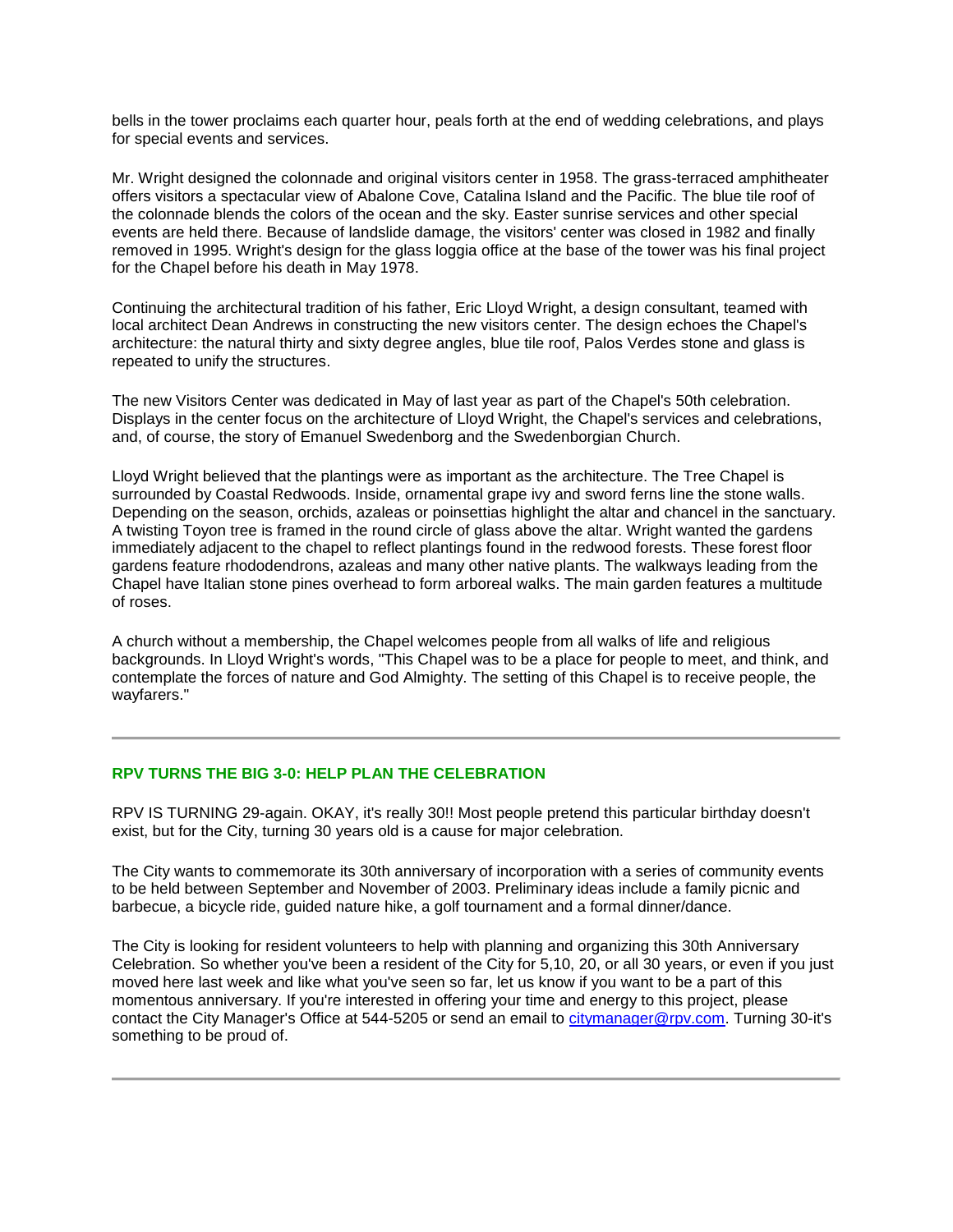bells in the tower proclaims each quarter hour, peals forth at the end of wedding celebrations, and plays for special events and services.

Mr. Wright designed the colonnade and original visitors center in 1958. The grass-terraced amphitheater offers visitors a spectacular view of Abalone Cove, Catalina Island and the Pacific. The blue tile roof of the colonnade blends the colors of the ocean and the sky. Easter sunrise services and other special events are held there. Because of landslide damage, the visitors' center was closed in 1982 and finally removed in 1995. Wright's design for the glass loggia office at the base of the tower was his final project for the Chapel before his death in May 1978.

Continuing the architectural tradition of his father, Eric Lloyd Wright, a design consultant, teamed with local architect Dean Andrews in constructing the new visitors center. The design echoes the Chapel's architecture: the natural thirty and sixty degree angles, blue tile roof, Palos Verdes stone and glass is repeated to unify the structures.

The new Visitors Center was dedicated in May of last year as part of the Chapel's 50th celebration. Displays in the center focus on the architecture of Lloyd Wright, the Chapel's services and celebrations, and, of course, the story of Emanuel Swedenborg and the Swedenborgian Church.

Lloyd Wright believed that the plantings were as important as the architecture. The Tree Chapel is surrounded by Coastal Redwoods. Inside, ornamental grape ivy and sword ferns line the stone walls. Depending on the season, orchids, azaleas or poinsettias highlight the altar and chancel in the sanctuary. A twisting Toyon tree is framed in the round circle of glass above the altar. Wright wanted the gardens immediately adjacent to the chapel to reflect plantings found in the redwood forests. These forest floor gardens feature rhododendrons, azaleas and many other native plants. The walkways leading from the Chapel have Italian stone pines overhead to form arboreal walks. The main garden features a multitude of roses.

A church without a membership, the Chapel welcomes people from all walks of life and religious backgrounds. In Lloyd Wright's words, "This Chapel was to be a place for people to meet, and think, and contemplate the forces of nature and God Almighty. The setting of this Chapel is to receive people, the wayfarers."

---

## RPV TURNS THE BIG 3-0: HELP PLAN THE CELEBRATION

RPV IS TURNING 29-again. OKAY, it's really 30!! Most people pretend this particular birthday doesn't exist, but for the City, turning 30 years old is a cause for major celebration.

The City wants to commemorate its 30th anniversary of incorporation with a series of community events to be held between September and November of 2003. Preliminary ideas include a family picnic and barbecue, a bicycle ride, guided nature hike, a golf tournament and a formal dinner/dance.

The City is looking for resident volunteers to help with planning and organizing this 30th Anniversary Celebration. So whether you've been a resident of the City for 5,10, 20, or all 30 years, or even if you just moved here last week and like what you've seen so far, let us know if you want to be a part of this momentous anniversary. If you're interested in offering your time and energy to this project, please contact the City Manager's Office at 544-5205 or send an email to [citymanager@rpv.com](mailto:citymanager@rpv.com). Turning 30-it's something to be proud of.

---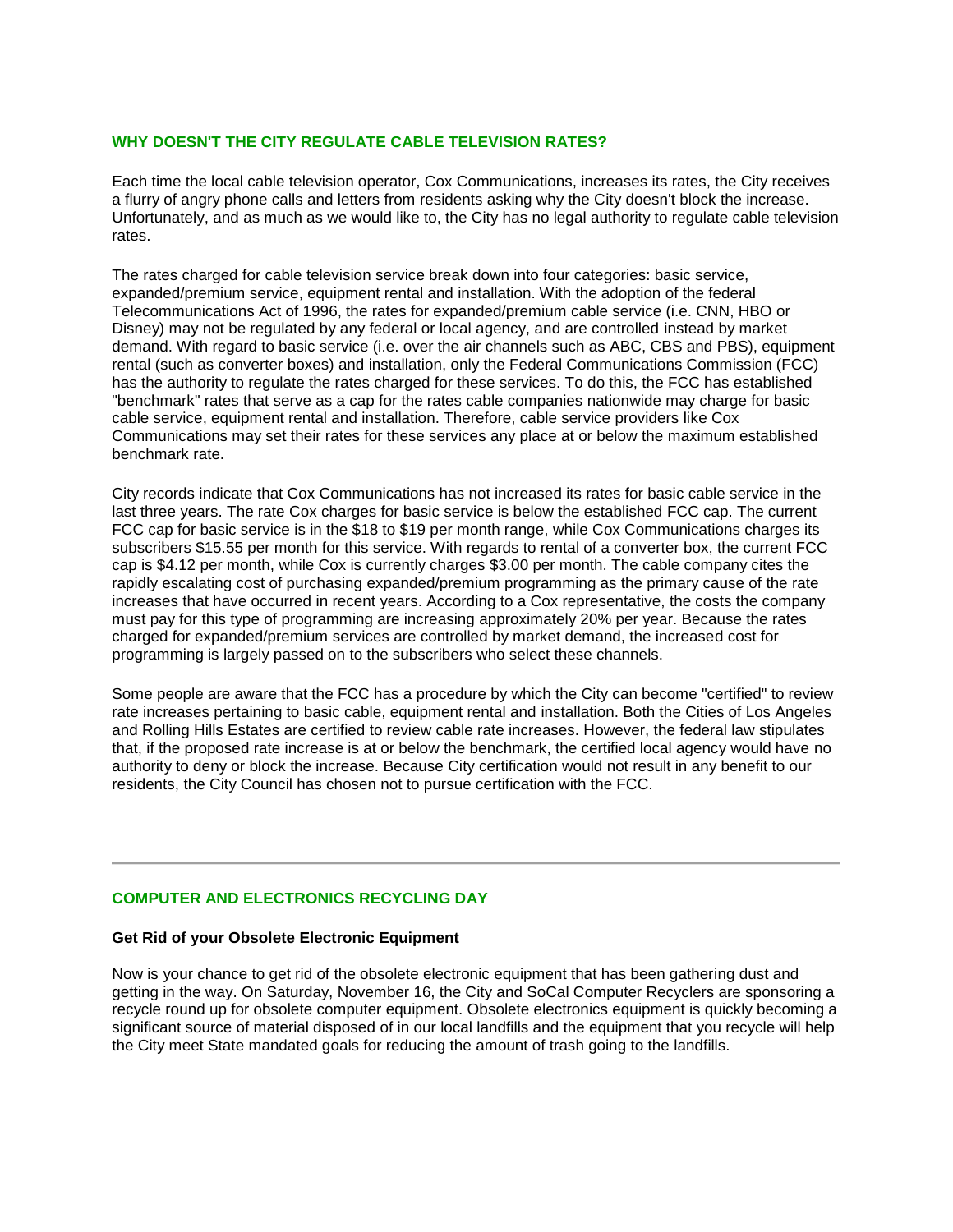## WHY DOESN'T THE CITY REGULATE CABLE TELEVISION RATES?

Each time the local cable television operator, Cox Communications, increases its rates, the City receives a flurry of angry phone calls and letters from residents asking why the City doesn't block the increase. Unfortunately, and as much as we would like to, the City has no legal authority to regulate cable television rates.

The rates charged for cable television service break down into four categories: basic service, expanded/premium service, equipment rental and installation. With the adoption of the federal Telecommunications Act of 1996, the rates for expanded/premium cable service (i.e. CNN, HBO or Disney) may not be regulated by any federal or local agency, and are controlled instead by market demand. With regard to basic service (i.e. over the air channels such as ABC, CBS and PBS), equipment rental (such as converter boxes) and installation, only the Federal Communications Commission (FCC) has the authority to regulate the rates charged for these services. To do this, the FCC has established "benchmark" rates that serve as a cap for the rates cable companies nationwide may charge for basic cable service, equipment rental and installation. Therefore, cable service providers like Cox Communications may set their rates for these services any place at or below the maximum established benchmark rate.

City records indicate that Cox Communications has not increased its rates for basic cable service in the last three years. The rate Cox charges for basic service is below the established FCC cap. The current FCC cap for basic service is in the $18 to $19 per month range, while Cox Communications charges its subscribers $15.55 per month for this service. With regards to rental of a converter box, the current FCC cap is $4.12 per month, while Cox is currently charges $3.00 per month. The cable company cites the rapidly escalating cost of purchasing expanded/premium programming as the primary cause of the rate increases that have occurred in recent years. According to a Cox representative, the costs the company must pay for this type of programming are increasing approximately 20% per year. Because the rates charged for expanded/premium services are controlled by market demand, the increased cost for programming is largely passed on to the subscribers who select these channels.

Some people are aware that the FCC has a procedure by which the City can become "certified" to review rate increases pertaining to basic cable, equipment rental and installation. Both the Cities of Los Angeles and Rolling Hills Estates are certified to review cable rate increases. However, the federal law stipulates that, if the proposed rate increase is at or below the benchmark, the certified local agency would have no authority to deny or block the increase. Because City certification would not result in any benefit to our residents, the City Council has chosen not to pursue certification with the FCC.

---

## COMPUTER AND ELECTRONICS RECYCLING DAY

**Get Rid of your Obsolete Electronic Equipment**

Now is your chance to get rid of the obsolete electronic equipment that has been gathering dust and getting in the way. On Saturday, November 16, the City and SoCal Computer Recyclers are sponsoring a recycle round up for obsolete computer equipment. Obsolete electronics equipment is quickly becoming a significant source of material disposed of in our local landfills and the equipment that you recycle will help the City meet State mandated goals for reducing the amount of trash going to the landfills.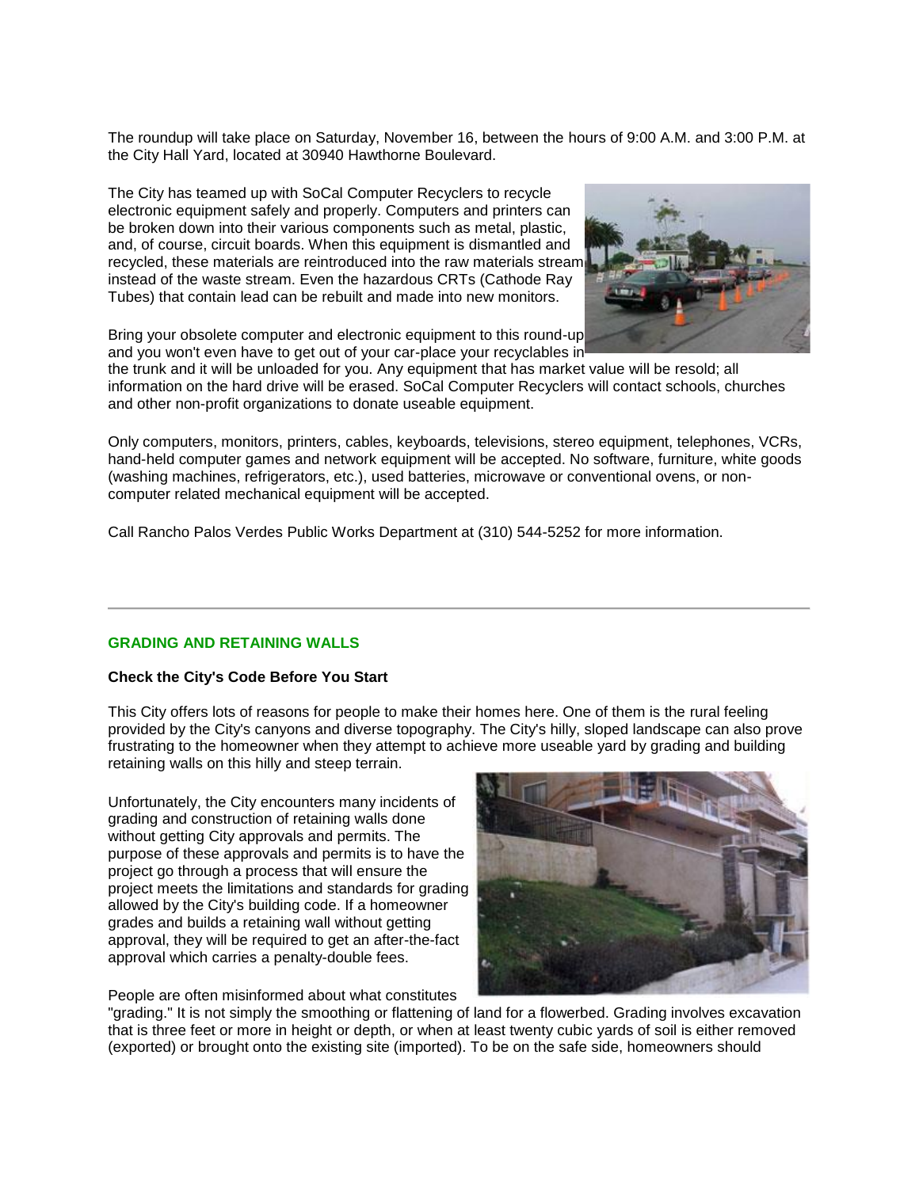The roundup will take place on Saturday, November 16, between the hours of 9:00 A.M. and 3:00 P.M. at the City Hall Yard, located at 30940 Hawthorne Boulevard.

The City has teamed up with SoCal Computer Recyclers to recycle electronic equipment safely and properly. Computers and printers can be broken down into their various components such as metal, plastic, and, of course, circuit boards. When this equipment is dismantled and recycled, these materials are reintroduced into the raw materials stream instead of the waste stream. Even the hazardous CRTs (Cathode Ray Tubes) that contain lead can be rebuilt and made into new monitors.

Bring your obsolete computer and electronic equipment to this round-up and you won't even have to get out of your car-place your recyclables in the trunk and it will be unloaded for you. Any equipment that has market value will be resold; all information on the hard drive will be erased. SoCal Computer Recyclers will contact schools, churches and other non-profit organizations to donate useable equipment.

Only computers, monitors, printers, cables, keyboards, televisions, stereo equipment, telephones, VCRs, hand-held computer games and network equipment will be accepted. No software, furniture, white goods (washing machines, refrigerators, etc.), used batteries, microwave or conventional ovens, or non-computer related mechanical equipment will be accepted.

Call Rancho Palos Verdes Public Works Department at (310) 544-5252 for more information.

---

## GRADING AND RETAINING WALLS

**Check the City's Code Before You Start**

This City offers lots of reasons for people to make their homes here. One of them is the rural feeling provided by the City's canyons and diverse topography. The City's hilly, sloped landscape can also prove frustrating to the homeowner when they attempt to achieve more useable yard by grading and building retaining walls on this hilly and steep terrain.

Unfortunately, the City encounters many incidents of grading and construction of retaining walls done without getting City approvals and permits. The purpose of these approvals and permits is to have the project go through a process that will ensure the project meets the limitations and standards for grading allowed by the City's building code. If a homeowner grades and builds a retaining wall without getting approval, they will be required to get an after-the-fact approval which carries a penalty-double fees.

People are often misinformed about what constitutes "grading." It is not simply the smoothing or flattening of land for a flowerbed. Grading involves excavation that is three feet or more in height or depth, or when at least twenty cubic yards of soil is either removed (exported) or brought onto the existing site (imported). To be on the safe side, homeowners should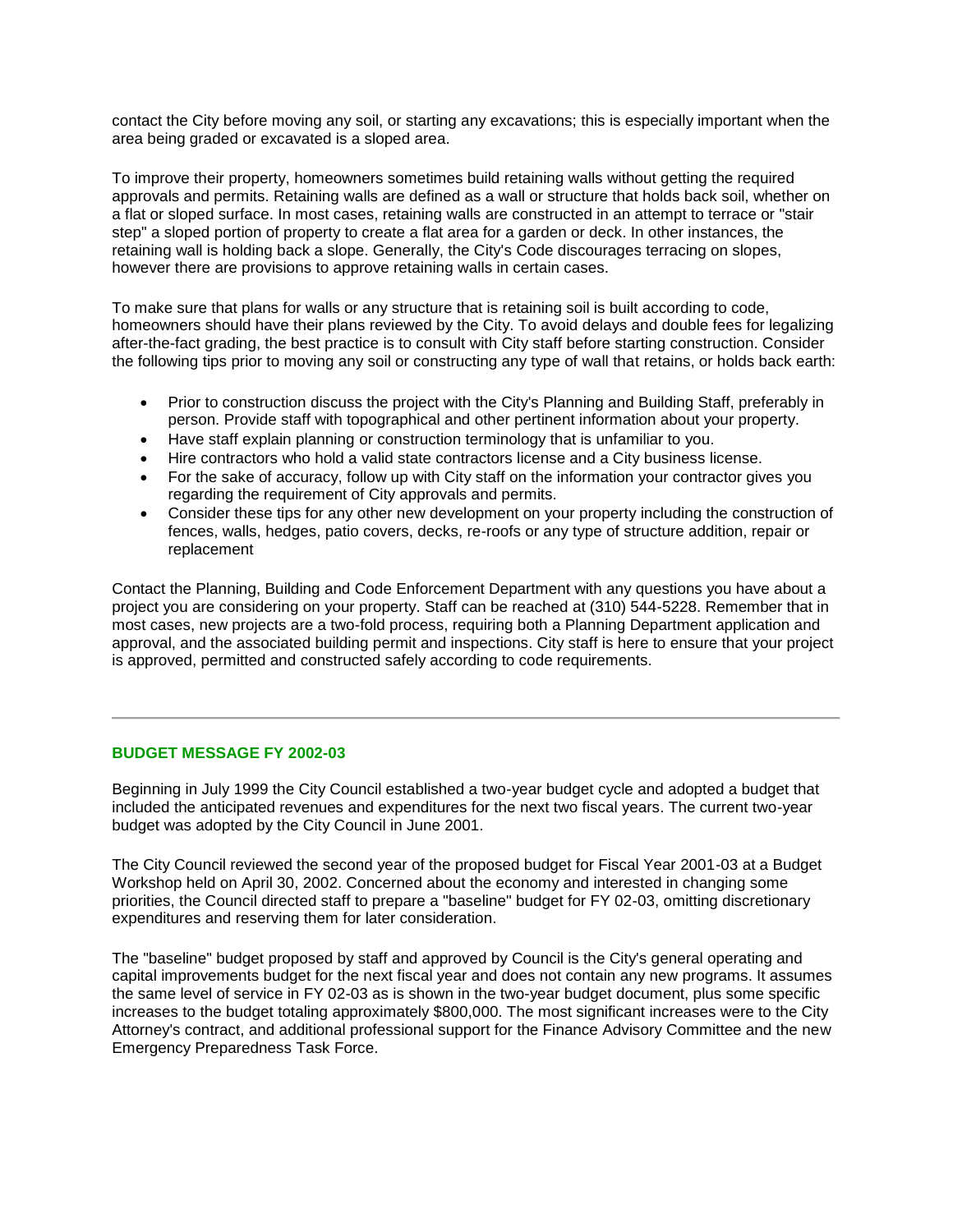contact the City before moving any soil, or starting any excavations; this is especially important when the area being graded or excavated is a sloped area.

To improve their property, homeowners sometimes build retaining walls without getting the required approvals and permits. Retaining walls are defined as a wall or structure that holds back soil, whether on a flat or sloped surface. In most cases, retaining walls are constructed in an attempt to terrace or "stair step" a sloped portion of property to create a flat area for a garden or deck. In other instances, the retaining wall is holding back a slope. Generally, the City's Code discourages terracing on slopes, however there are provisions to approve retaining walls in certain cases.

To make sure that plans for walls or any structure that is retaining soil is built according to code, homeowners should have their plans reviewed by the City. To avoid delays and double fees for legalizing after-the-fact grading, the best practice is to consult with City staff before starting construction. Consider the following tips prior to moving any soil or constructing any type of wall that retains, or holds back earth:

- Prior to construction discuss the project with the City's Planning and Building Staff, preferably in person. Provide staff with topographical and other pertinent information about your property.
- Have staff explain planning or construction terminology that is unfamiliar to you.
- Hire contractors who hold a valid state contractors license and a City business license.
- For the sake of accuracy, follow up with City staff on the information your contractor gives you regarding the requirement of City approvals and permits.
- Consider these tips for any other new development on your property including the construction of fences, walls, hedges, patio covers, decks, re-roofs or any type of structure addition, repair or replacement

Contact the Planning, Building and Code Enforcement Department with any questions you have about a project you are considering on your property. Staff can be reached at (310) 544-5228. Remember that in most cases, new projects are a two-fold process, requiring both a Planning Department application and approval, and the associated building permit and inspections. City staff is here to ensure that your project is approved, permitted and constructed safely according to code requirements.

---

## BUDGET MESSAGE FY 2002-03

Beginning in July 1999 the City Council established a two-year budget cycle and adopted a budget that included the anticipated revenues and expenditures for the next two fiscal years. The current two-year budget was adopted by the City Council in June 2001.

The City Council reviewed the second year of the proposed budget for Fiscal Year 2001-03 at a Budget Workshop held on April 30, 2002. Concerned about the economy and interested in changing some priorities, the Council directed staff to prepare a "baseline" budget for FY 02-03, omitting discretionary expenditures and reserving them for later consideration.

The "baseline" budget proposed by staff and approved by Council is the City's general operating and capital improvements budget for the next fiscal year and does not contain any new programs. It assumes the same level of service in FY 02-03 as is shown in the two-year budget document, plus some specific increases to the budget totaling approximately $800,000. The most significant increases were to the City Attorney's contract, and additional professional support for the Finance Advisory Committee and the new Emergency Preparedness Task Force.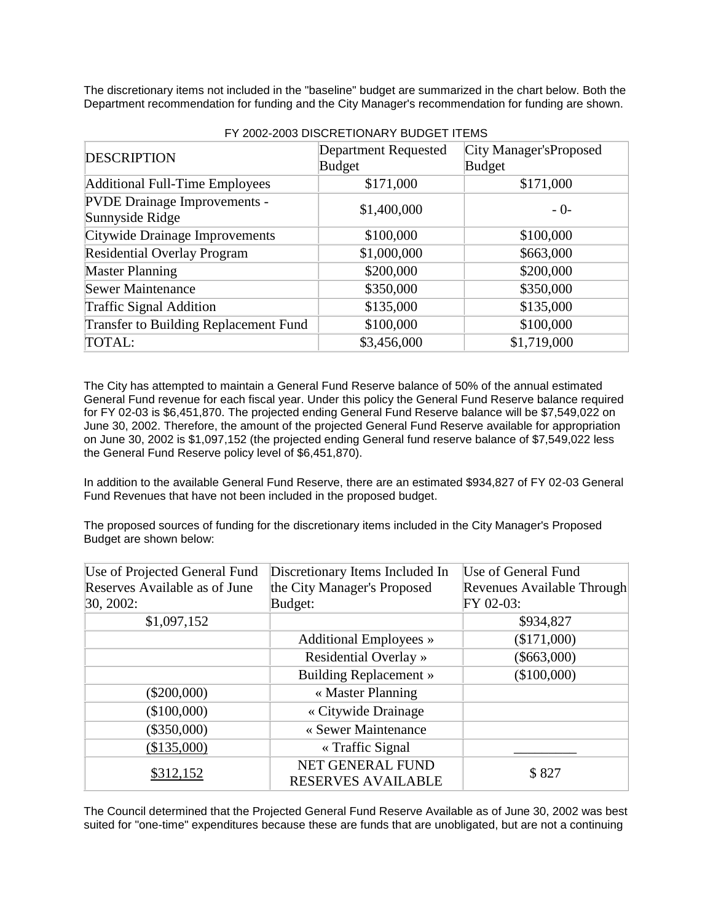The discretionary items not included in the "baseline" budget are summarized in the chart below. Both the Department recommendation for funding and the City Manager's recommendation for funding are shown.

FY 2002-2003 DISCRETIONARY BUDGET ITEMS

| DESCRIPTION | Department Requested Budget | City Manager'sProposed Budget |
|---|---|---|
| Additional Full-Time Employees | $171,000 | $171,000 |
| PVDE Drainage Improvements - Sunnyside Ridge | $1,400,000 | - 0- |
| Citywide Drainage Improvements | $100,000 | $100,000 |
| Residential Overlay Program | $1,000,000 | $663,000 |
| Master Planning | $200,000 | $200,000 |
| Sewer Maintenance | $350,000 | $350,000 |
| Traffic Signal Addition | $135,000 | $135,000 |
| Transfer to Building Replacement Fund | $100,000 | $100,000 |
| TOTAL: | $3,456,000 | $1,719,000 |

The City has attempted to maintain a General Fund Reserve balance of 50% of the annual estimated General Fund revenue for each fiscal year. Under this policy the General Fund Reserve balance required for FY 02-03 is $6,451,870. The projected ending General Fund Reserve balance will be $7,549,022 on June 30, 2002. Therefore, the amount of the projected General Fund Reserve available for appropriation on June 30, 2002 is $1,097,152 (the projected ending General fund reserve balance of $7,549,022 less the General Fund Reserve policy level of $6,451,870).

In addition to the available General Fund Reserve, there are an estimated $934,827 of FY 02-03 General Fund Revenues that have not been included in the proposed budget.

The proposed sources of funding for the discretionary items included in the City Manager's Proposed Budget are shown below:

| Use of Projected General Fund Reserves Available as of June 30, 2002: | Discretionary Items Included In the City Manager's Proposed Budget: | Use of General Fund Revenues Available Through FY 02-03: |
|---|---|---|
| $1,097,152 | | $934,827 |
| | Additional Employees » | ($171,000) |
| | Residential Overlay » | ($663,000) |
| | Building Replacement » | ($100,000) |
| ($200,000) | « Master Planning | |
| ($100,000) | « Citywide Drainage | |
| ($350,000) | « Sewer Maintenance | |
| ($135,000) | « Traffic Signal | _________ |
| $312,152 | NET GENERAL FUND RESERVES AVAILABLE | $ 827 |

The Council determined that the Projected General Fund Reserve Available as of June 30, 2002 was best suited for "one-time" expenditures because these are funds that are unobligated, but are not a continuing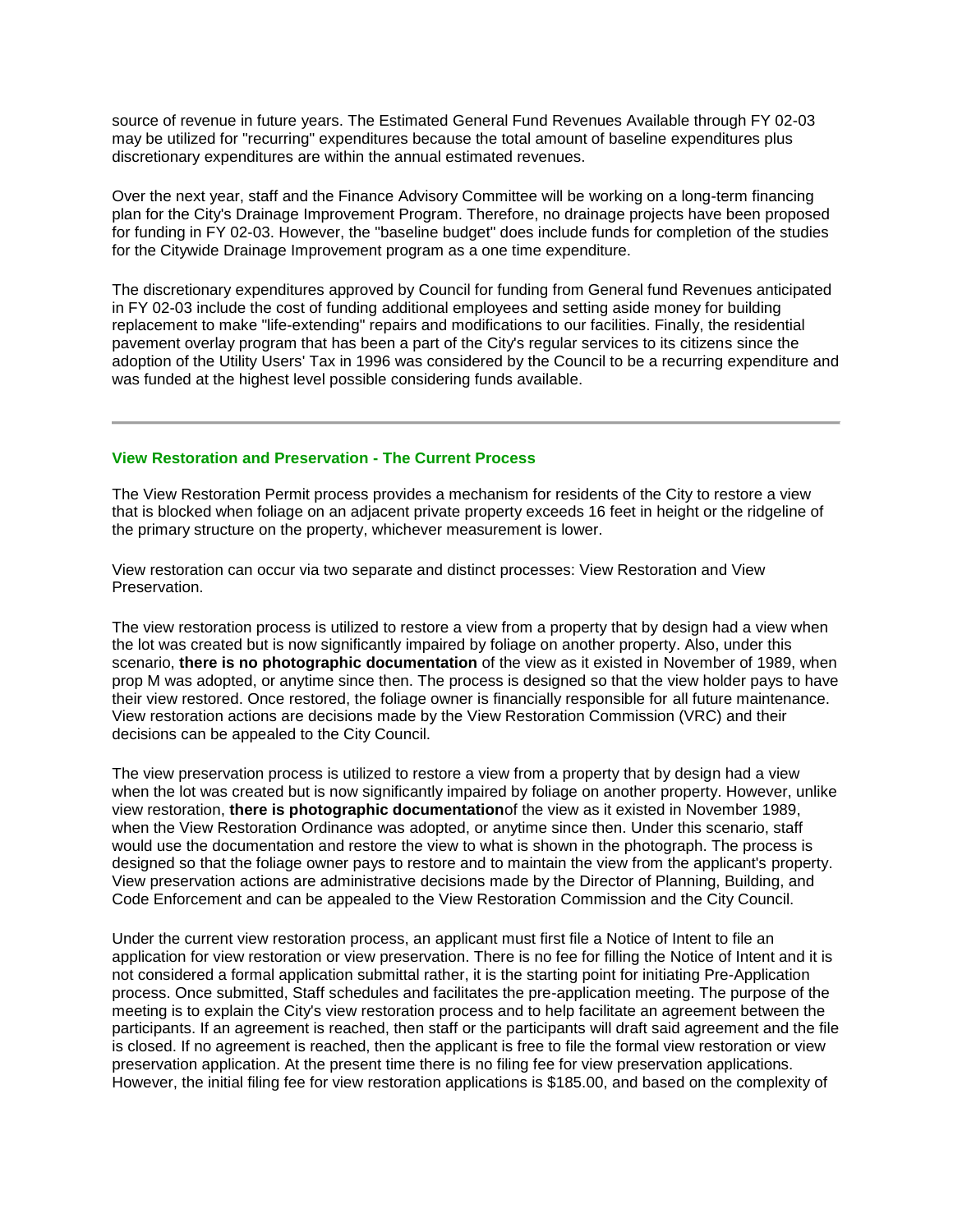source of revenue in future years. The Estimated General Fund Revenues Available through FY 02-03 may be utilized for "recurring" expenditures because the total amount of baseline expenditures plus discretionary expenditures are within the annual estimated revenues.

Over the next year, staff and the Finance Advisory Committee will be working on a long-term financing plan for the City's Drainage Improvement Program. Therefore, no drainage projects have been proposed for funding in FY 02-03. However, the "baseline budget" does include funds for completion of the studies for the Citywide Drainage Improvement program as a one time expenditure.

The discretionary expenditures approved by Council for funding from General fund Revenues anticipated in FY 02-03 include the cost of funding additional employees and setting aside money for building replacement to make "life-extending" repairs and modifications to our facilities. Finally, the residential pavement overlay program that has been a part of the City's regular services to its citizens since the adoption of the Utility Users' Tax in 1996 was considered by the Council to be a recurring expenditure and was funded at the highest level possible considering funds available.

---

### View Restoration and Preservation - The Current Process

The View Restoration Permit process provides a mechanism for residents of the City to restore a view that is blocked when foliage on an adjacent private property exceeds 16 feet in height or the ridgeline of the primary structure on the property, whichever measurement is lower.

View restoration can occur via two separate and distinct processes: View Restoration and View Preservation.

The view restoration process is utilized to restore a view from a property that by design had a view when the lot was created but is now significantly impaired by foliage on another property. Also, under this scenario, **there is no photographic documentation** of the view as it existed in November of 1989, when prop M was adopted, or anytime since then. The process is designed so that the view holder pays to have their view restored. Once restored, the foliage owner is financially responsible for all future maintenance. View restoration actions are decisions made by the View Restoration Commission (VRC) and their decisions can be appealed to the City Council.

The view preservation process is utilized to restore a view from a property that by design had a view when the lot was created but is now significantly impaired by foliage on another property. However, unlike view restoration, **there is photographic documentation**of the view as it existed in November 1989, when the View Restoration Ordinance was adopted, or anytime since then. Under this scenario, staff would use the documentation and restore the view to what is shown in the photograph. The process is designed so that the foliage owner pays to restore and to maintain the view from the applicant's property. View preservation actions are administrative decisions made by the Director of Planning, Building, and Code Enforcement and can be appealed to the View Restoration Commission and the City Council.

Under the current view restoration process, an applicant must first file a Notice of Intent to file an application for view restoration or view preservation. There is no fee for filling the Notice of Intent and it is not considered a formal application submittal rather, it is the starting point for initiating Pre-Application process. Once submitted, Staff schedules and facilitates the pre-application meeting. The purpose of the meeting is to explain the City's view restoration process and to help facilitate an agreement between the participants. If an agreement is reached, then staff or the participants will draft said agreement and the file is closed. If no agreement is reached, then the applicant is free to file the formal view restoration or view preservation application. At the present time there is no filing fee for view preservation applications. However, the initial filing fee for view restoration applications is $185.00, and based on the complexity of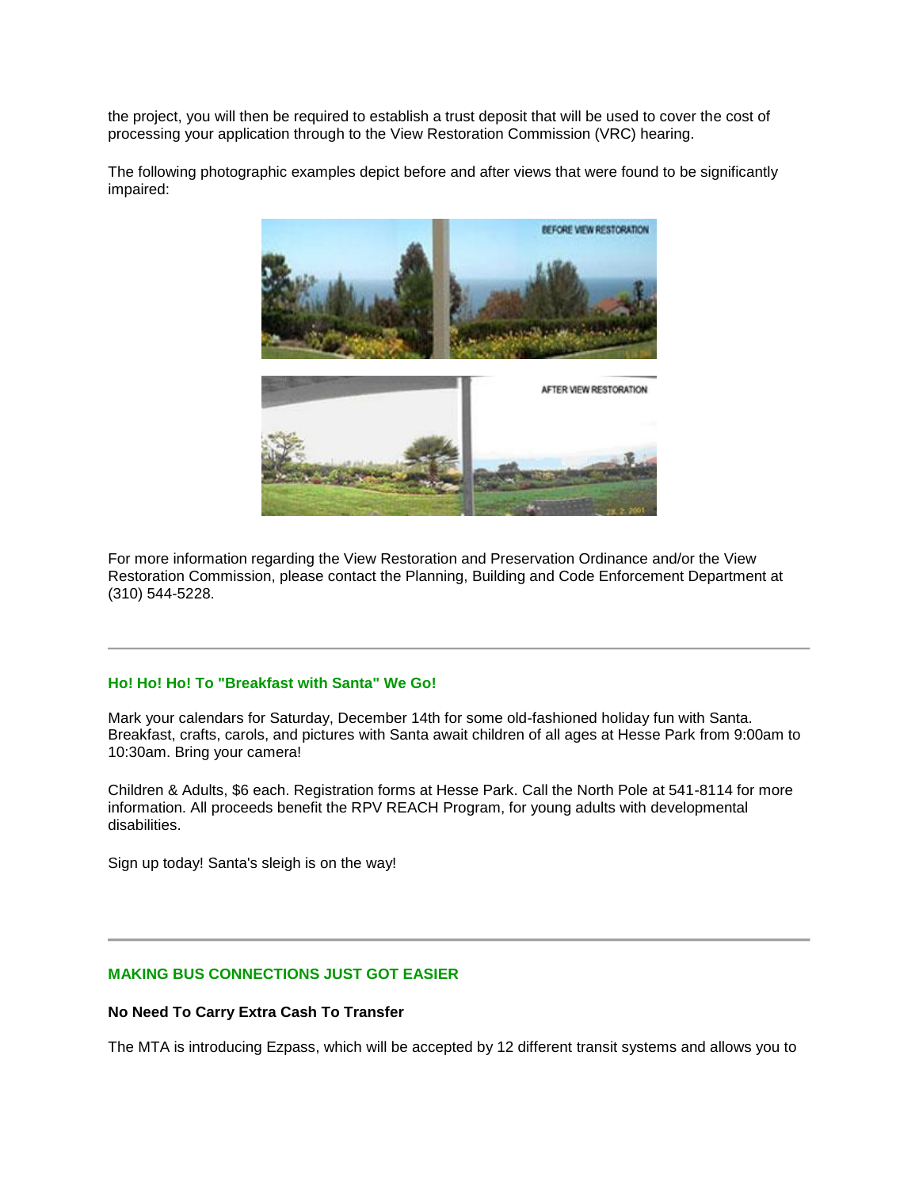the project, you will then be required to establish a trust deposit that will be used to cover the cost of processing your application through to the View Restoration Commission (VRC) hearing.

The following photographic examples depict before and after views that were found to be significantly impaired:

For more information regarding the View Restoration and Preservation Ordinance and/or the View Restoration Commission, please contact the Planning, Building and Code Enforcement Department at (310) 544-5228.

---

### Ho! Ho! Ho! To "Breakfast with Santa" We Go!

Mark your calendars for Saturday, December 14th for some old-fashioned holiday fun with Santa. Breakfast, crafts, carols, and pictures with Santa await children of all ages at Hesse Park from 9:00am to 10:30am. Bring your camera!

Children & Adults, $6 each. Registration forms at Hesse Park. Call the North Pole at 541-8114 for more information. All proceeds benefit the RPV REACH Program, for young adults with developmental disabilities.

Sign up today! Santa's sleigh is on the way!

---

### MAKING BUS CONNECTIONS JUST GOT EASIER

**No Need To Carry Extra Cash To Transfer**

The MTA is introducing Ezpass, which will be accepted by 12 different transit systems and allows you to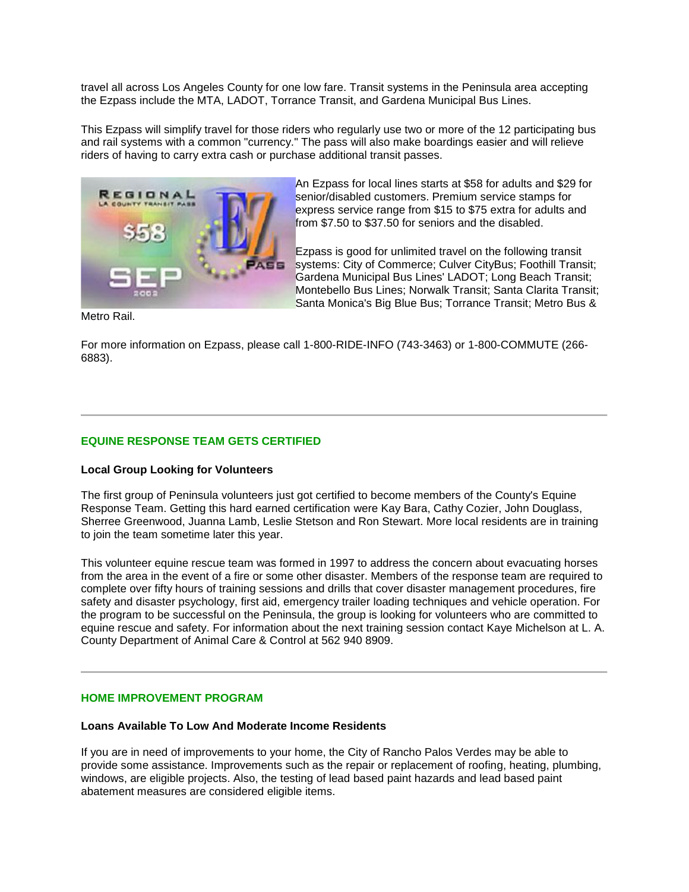travel all across Los Angeles County for one low fare. Transit systems in the Peninsula area accepting the Ezpass include the MTA, LADOT, Torrance Transit, and Gardena Municipal Bus Lines.

This Ezpass will simplify travel for those riders who regularly use two or more of the 12 participating bus and rail systems with a common "currency." The pass will also make boardings easier and will relieve riders of having to carry extra cash or purchase additional transit passes.

An Ezpass for local lines starts at $58 for adults and $29 for senior/disabled customers. Premium service stamps for express service range from $15 to $75 extra for adults and from $7.50 to $37.50 for seniors and the disabled.

Ezpass is good for unlimited travel on the following transit systems: City of Commerce; Culver CityBus; Foothill Transit; Gardena Municipal Bus Lines' LADOT; Long Beach Transit; Montebello Bus Lines; Norwalk Transit; Santa Clarita Transit; Santa Monica's Big Blue Bus; Torrance Transit; Metro Bus & Metro Rail.

For more information on Ezpass, please call 1-800-RIDE-INFO (743-3463) or 1-800-COMMUTE (266-6883).

---

## EQUINE RESPONSE TEAM GETS CERTIFIED

**Local Group Looking for Volunteers**

The first group of Peninsula volunteers just got certified to become members of the County's Equine Response Team. Getting this hard earned certification were Kay Bara, Cathy Cozier, John Douglass, Sherree Greenwood, Juanna Lamb, Leslie Stetson and Ron Stewart. More local residents are in training to join the team sometime later this year.

This volunteer equine rescue team was formed in 1997 to address the concern about evacuating horses from the area in the event of a fire or some other disaster. Members of the response team are required to complete over fifty hours of training sessions and drills that cover disaster management procedures, fire safety and disaster psychology, first aid, emergency trailer loading techniques and vehicle operation. For the program to be successful on the Peninsula, the group is looking for volunteers who are committed to equine rescue and safety. For information about the next training session contact Kaye Michelson at L. A. County Department of Animal Care & Control at 562 940 8909.

---

## HOME IMPROVEMENT PROGRAM

**Loans Available To Low And Moderate Income Residents**

If you are in need of improvements to your home, the City of Rancho Palos Verdes may be able to provide some assistance. Improvements such as the repair or replacement of roofing, heating, plumbing, windows, are eligible projects. Also, the testing of lead based paint hazards and lead based paint abatement measures are considered eligible items.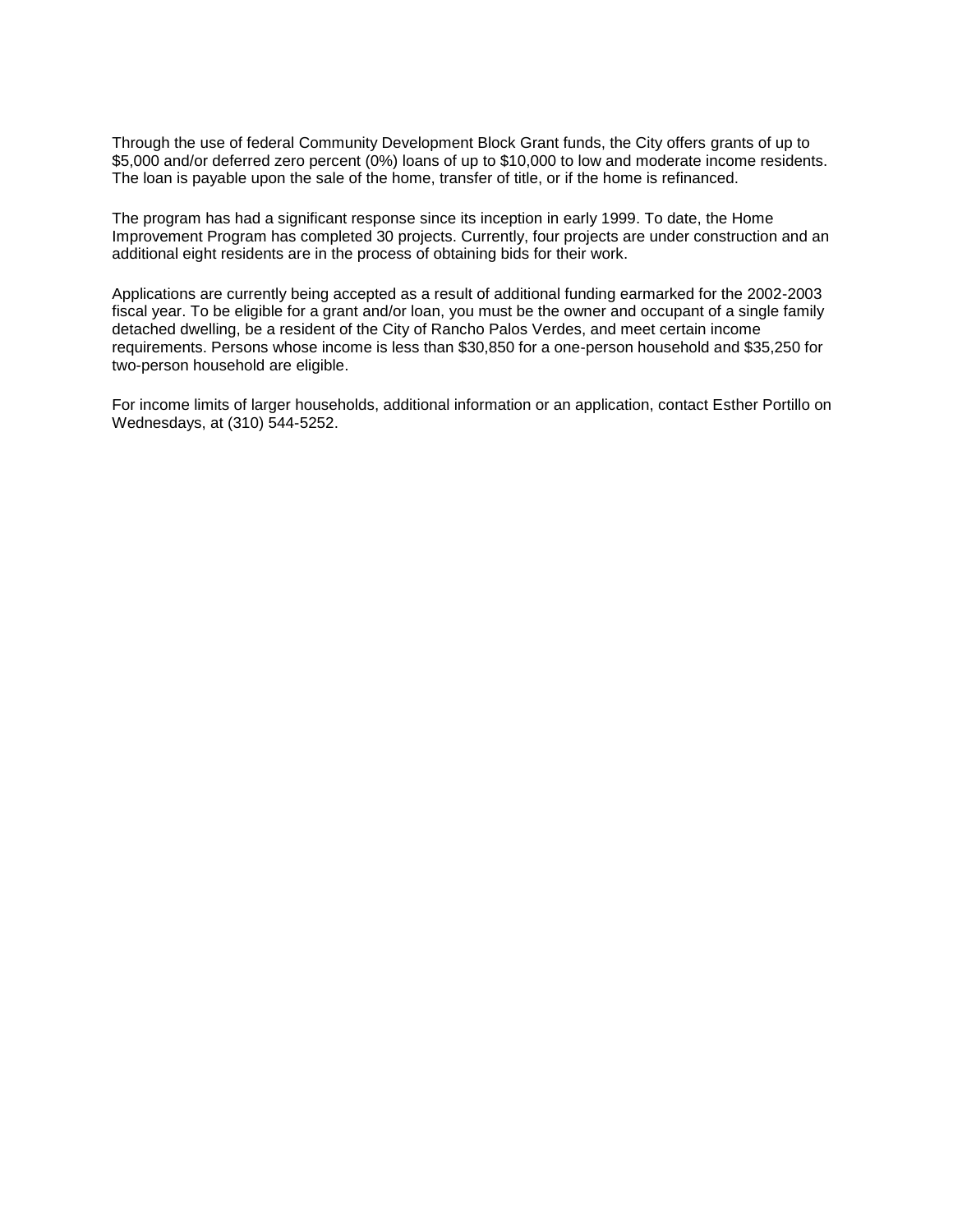Through the use of federal Community Development Block Grant funds, the City offers grants of up to $5,000 and/or deferred zero percent (0%) loans of up to $10,000 to low and moderate income residents. The loan is payable upon the sale of the home, transfer of title, or if the home is refinanced.

The program has had a significant response since its inception in early 1999. To date, the Home Improvement Program has completed 30 projects. Currently, four projects are under construction and an additional eight residents are in the process of obtaining bids for their work.

Applications are currently being accepted as a result of additional funding earmarked for the 2002-2003 fiscal year. To be eligible for a grant and/or loan, you must be the owner and occupant of a single family detached dwelling, be a resident of the City of Rancho Palos Verdes, and meet certain income requirements. Persons whose income is less than $30,850 for a one-person household and $35,250 for two-person household are eligible.

For income limits of larger households, additional information or an application, contact Esther Portillo on Wednesdays, at (310) 544-5252.